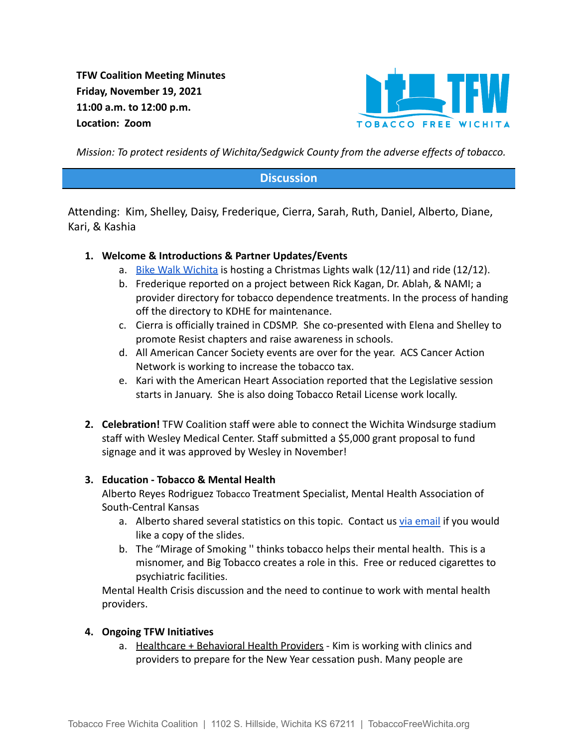**TFW Coalition Meeting Minutes**
**Friday, November 19, 2021**
**11:00 a.m. to 12:00 p.m.**
**Location: Zoom**

*Mission: To protect residents of Wichita/Sedgwick County from the adverse effects of tobacco.*

## Discussion

Attending: Kim, Shelley, Daisy, Frederique, Cierra, Sarah, Ruth, Daniel, Alberto, Diane, Kari, & Kashia

1. **Welcome & Introductions & Partner Updates/Events**
   a. Bike Walk Wichita is hosting a Christmas Lights walk (12/11) and ride (12/12).
   b. Frederique reported on a project between Rick Kagan, Dr. Ablah, & NAMI; a provider directory for tobacco dependence treatments. In the process of handing off the directory to KDHE for maintenance.
   c. Cierra is officially trained in CDSMP. She co-presented with Elena and Shelley to promote Resist chapters and raise awareness in schools.
   d. All American Cancer Society events are over for the year. ACS Cancer Action Network is working to increase the tobacco tax.
   e. Kari with the American Heart Association reported that the Legislative session starts in January. She is also doing Tobacco Retail License work locally.

2. **Celebration!** TFW Coalition staff were able to connect the Wichita Windsurge stadium staff with Wesley Medical Center. Staff submitted a $5,000 grant proposal to fund signage and it was approved by Wesley in November!

3. **Education - Tobacco & Mental Health**
   Alberto Reyes Rodriguez Tobacco Treatment Specialist, Mental Health Association of South-Central Kansas
   a. Alberto shared several statistics on this topic. Contact us via email if you would like a copy of the slides.
   b. The "Mirage of Smoking '' thinks tobacco helps their mental health. This is a misnomer, and Big Tobacco creates a role in this. Free or reduced cigarettes to psychiatric facilities.

   Mental Health Crisis discussion and the need to continue to work with mental health providers.

4. **Ongoing TFW Initiatives**
   a. Healthcare + Behavioral Health Providers - Kim is working with clinics and providers to prepare for the New Year cessation push. Many people are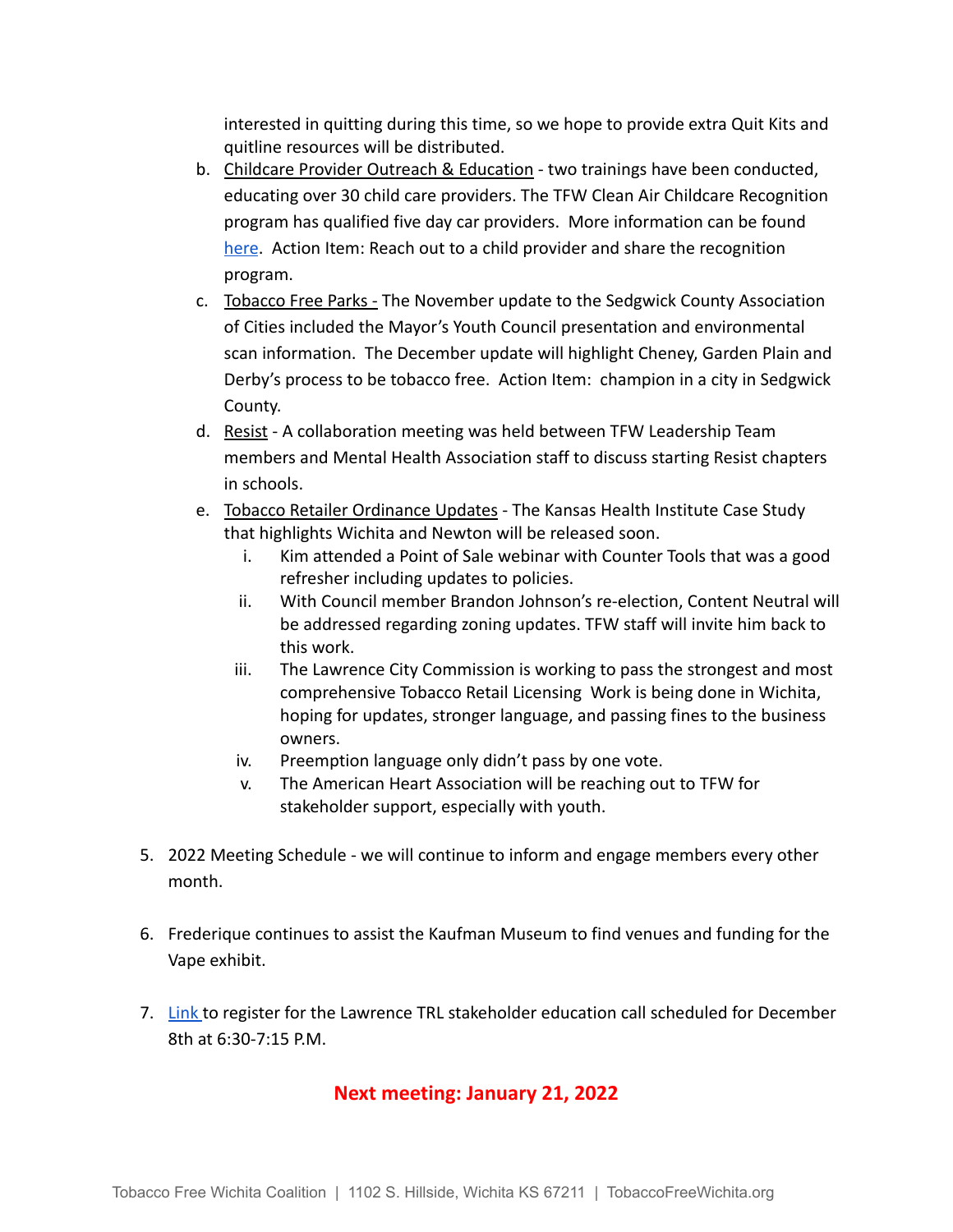interested in quitting during this time, so we hope to provide extra Quit Kits and quitline resources will be distributed.

b. Childcare Provider Outreach & Education - two trainings have been conducted, educating over 30 child care providers. The TFW Clean Air Childcare Recognition program has qualified five day car providers. More information can be found here. Action Item: Reach out to a child provider and share the recognition program.

c. Tobacco Free Parks - The November update to the Sedgwick County Association of Cities included the Mayor's Youth Council presentation and environmental scan information. The December update will highlight Cheney, Garden Plain and Derby's process to be tobacco free. Action Item: champion in a city in Sedgwick County.

d. Resist - A collaboration meeting was held between TFW Leadership Team members and Mental Health Association staff to discuss starting Resist chapters in schools.

e. Tobacco Retailer Ordinance Updates - The Kansas Health Institute Case Study that highlights Wichita and Newton will be released soon.
   i. Kim attended a Point of Sale webinar with Counter Tools that was a good refresher including updates to policies.
   ii. With Council member Brandon Johnson's re-election, Content Neutral will be addressed regarding zoning updates. TFW staff will invite him back to this work.
   iii. The Lawrence City Commission is working to pass the strongest and most comprehensive Tobacco Retail Licensing Work is being done in Wichita, hoping for updates, stronger language, and passing fines to the business owners.
   iv. Preemption language only didn't pass by one vote.
   v. The American Heart Association will be reaching out to TFW for stakeholder support, especially with youth.

5. 2022 Meeting Schedule - we will continue to inform and engage members every other month.

6. Frederique continues to assist the Kaufman Museum to find venues and funding for the Vape exhibit.

7. Link to register for the Lawrence TRL stakeholder education call scheduled for December 8th at 6:30-7:15 P.M.

**Next meeting: January 21, 2022**